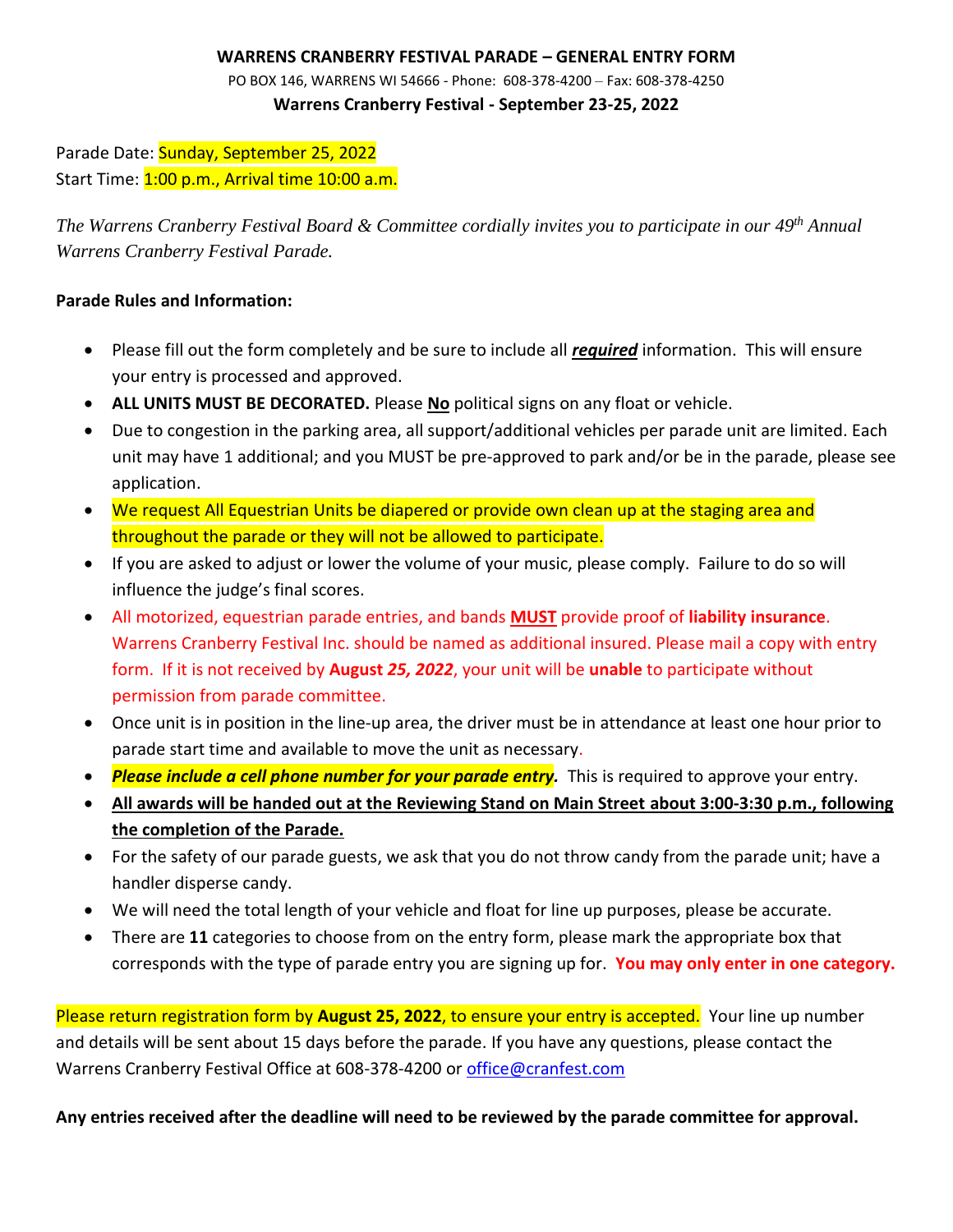**WARRENS CRANBERRY FESTIVAL PARADE – GENERAL ENTRY FORM**

PO BOX 146, WARRENS WI 54666 - Phone: 608-378-4200 – Fax: 608-378-4250

**Warrens Cranberry Festival - September 23-25, 2022**

Parade Date: Sunday, September 25, 2022

Start Time: 1:00 p.m., Arrival time 10:00 a.m.

*The Warrens Cranberry Festival Board & Committee cordially invites you to participate in our 49th Annual Warrens Cranberry Festival Parade.*

**Parade Rules and Information:**

- Please fill out the form completely and be sure to include all ***required*** information. This will ensure your entry is processed and approved.
- **ALL UNITS MUST BE DECORATED.** Please **No** political signs on any float or vehicle.
- Due to congestion in the parking area, all support/additional vehicles per parade unit are limited. Each unit may have 1 additional; and you MUST be pre-approved to park and/or be in the parade, please see application.
- We request All Equestrian Units be diapered or provide own clean up at the staging area and throughout the parade or they will not be allowed to participate.
- If you are asked to adjust or lower the volume of your music, please comply. Failure to do so will influence the judge's final scores.
- All motorized, equestrian parade entries, and bands **MUST** provide proof of **liability insurance**. Warrens Cranberry Festival Inc. should be named as additional insured. Please mail a copy with entry form. If it is not received by **August *25, 2022***, your unit will be **unable** to participate without permission from parade committee.
- Once unit is in position in the line-up area, the driver must be in attendance at least one hour prior to parade start time and available to move the unit as necessary.
- ***Please include a cell phone number for your parade entry.*** This is required to approve your entry.
- **All awards will be handed out at the Reviewing Stand on Main Street about 3:00-3:30 p.m., following the completion of the Parade.**
- For the safety of our parade guests, we ask that you do not throw candy from the parade unit; have a handler disperse candy.
- We will need the total length of your vehicle and float for line up purposes, please be accurate.
- There are **11** categories to choose from on the entry form, please mark the appropriate box that corresponds with the type of parade entry you are signing up for. **You may only enter in one category.**

Please return registration form by **August 25, 2022**, to ensure your entry is accepted. Your line up number and details will be sent about 15 days before the parade. If you have any questions, please contact the Warrens Cranberry Festival Office at 608-378-4200 or office@cranfest.com

**Any entries received after the deadline will need to be reviewed by the parade committee for approval.**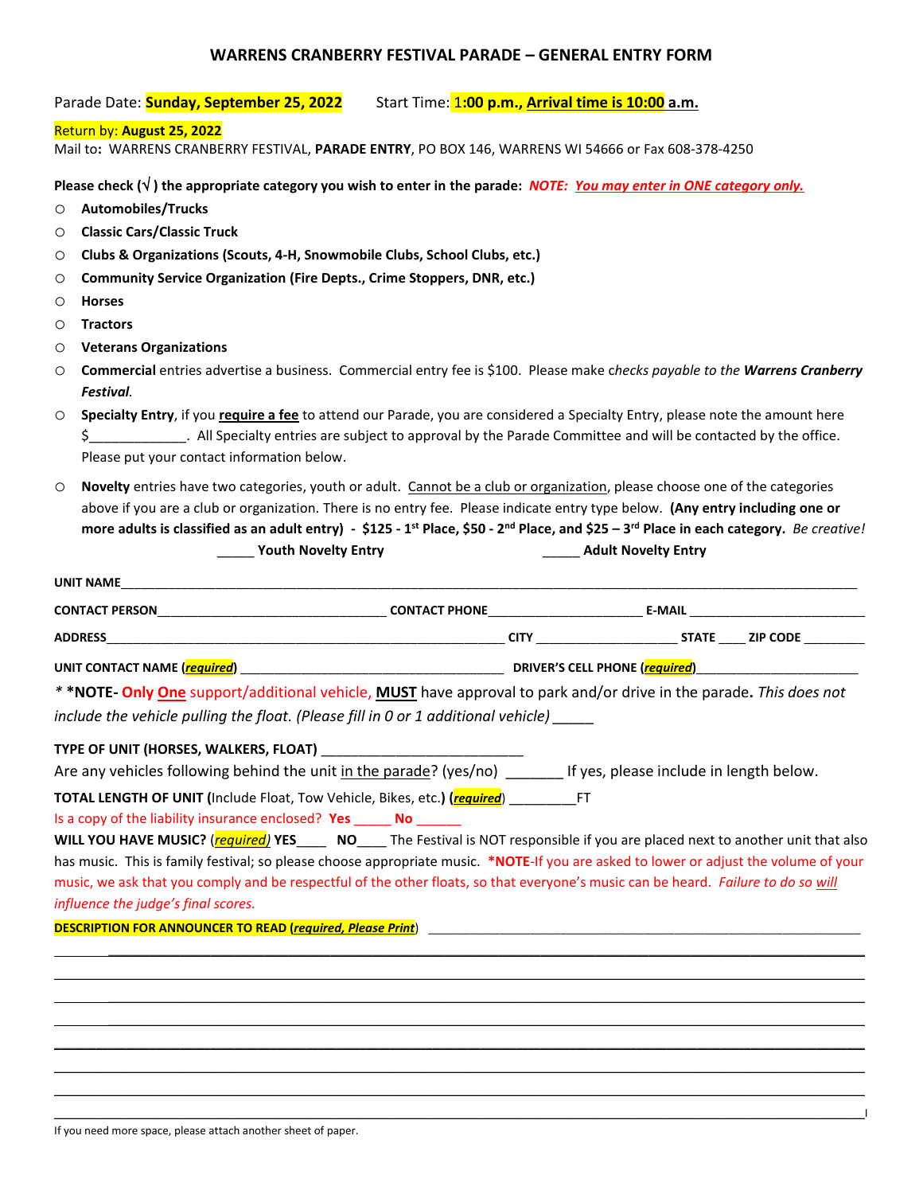# WARRENS CRANBERRY FESTIVAL PARADE – GENERAL ENTRY FORM

Parade Date: **Sunday, September 25, 2022** Start Time: **1:00 p.m., Arrival time is 10:00 a.m.**

Return by: **August 25, 2022**

Mail to**:** WARRENS CRANBERRY FESTIVAL, **PARADE ENTRY**, PO BOX 146, WARRENS WI 54666 or Fax 608-378-4250

**Please check (√ ) the appropriate category you wish to enter in the parade:** ***NOTE: You may enter in ONE category only.***

- ○ **Automobiles/Trucks**
- ○ **Classic Cars/Classic Truck**
- ○ **Clubs & Organizations (Scouts, 4-H, Snowmobile Clubs, School Clubs, etc.)**
- ○ **Community Service Organization (Fire Depts., Crime Stoppers, DNR, etc.)**
- ○ **Horses**
- ○ **Tractors**
- ○ **Veterans Organizations**
- ○ **Commercial** entries advertise a business. Commercial entry fee is $100. Please make c*hecks payable to the **Warrens Cranberry Festival**.*
- ○ **Specialty Entry**, if you **require a fee** to attend our Parade, you are considered a Specialty Entry, please note the amount here $____________. All Specialty entries are subject to approval by the Parade Committee and will be contacted by the office. Please put your contact information below.
- ○ **Novelty** entries have two categories, youth or adult. Cannot be a club or organization, please choose one of the categories above if you are a club or organization. There is no entry fee. Please indicate entry type below. **(Any entry including one or more adults is classified as an adult entry) - $125 - 1st Place, $50 - 2nd Place, and $25 – 3rd Place in each category.** *Be creative!*

_____ **Youth Novelty Entry** _____ **Adult Novelty Entry**

**UNIT NAME**______________________________________________________________________________

**CONTACT PERSON**_______________________________ **CONTACT PHONE**_____________________ **E-MAIL** ________________________

**ADDRESS**_________________________________________________________ **CITY** ____________________ **STATE** ____ **ZIP CODE** ________

**UNIT CONTACT NAME (*required*)** _____________________________________ **DRIVER'S CELL PHONE (*required*)**______________________

* ***NOTE- Only One** support/additional vehicle, **MUST** have approval to park and/or drive in the parade**.** *This does not include the vehicle pulling the float. (Please fill in 0 or 1 additional vehicle)* _____

**TYPE OF UNIT (HORSES, WALKERS, FLOAT)** _________________________

Are any vehicles following behind the unit in the parade? (yes/no) _______ If yes, please include in length below.

**TOTAL LENGTH OF UNIT (**Include Float, Tow Vehicle, Bikes, etc.**) (*required*)** _________FT

Is a copy of the liability insurance enclosed? **Yes** _____ **No** ______

**WILL YOU HAVE MUSIC?** (*required)* **YES**____ **NO**____ The Festival is NOT responsible if you are placed next to another unit that also has music. This is family festival; so please choose appropriate music. ***NOTE**-If you are asked to lower or adjust the volume of your music, we ask that you comply and be respectful of the other floats, so that everyone's music can be heard. *Failure to do so will influence the judge's final scores.*

**DESCRIPTION FOR ANNOUNCER TO READ (*required, Please Print*)** ___________________________________________________________

______________________________________________________________________________________________________

______________________________________________________________________________________________________

______________________________________________________________________________________________________

______________________________________________________________________________________________________

______________________________________________________________________________________________________

______________________________________________________________________________________________________

______________________________________________________________________________________________________

______________________________________________________________________________________________________

If you need more space, please attach another sheet of paper.